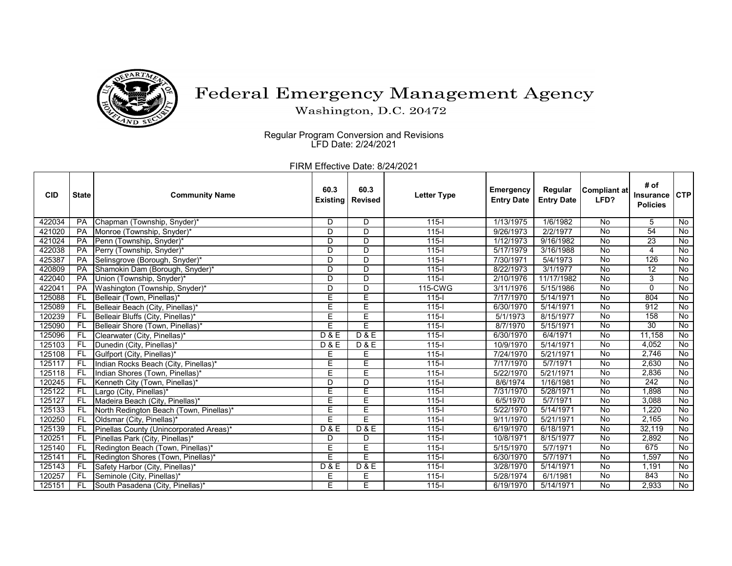# Federal Emergency Management Agency

Washington, D.C. 20472

Regular Program Conversion and Revisions
LFD Date: 2/24/2021

FIRM Effective Date: 8/24/2021

| CID | State | Community Name | 60.3 Existing | 60.3 Revised | Letter Type | Emergency Entry Date | Regular Entry Date | Compliant at LFD? | # of Insurance Policies | CTP |
|---|---|---|---|---|---|---|---|---|---|---|
| 422034 | PA | Chapman (Township, Snyder)* | D | D | 115-I | 1/13/1975 | 1/6/1982 | No | 5 | No |
| 421020 | PA | Monroe (Township, Snyder)* | D | D | 115-I | 9/26/1973 | 2/2/1977 | No | 54 | No |
| 421024 | PA | Penn (Township, Snyder)* | D | D | 115-I | 1/12/1973 | 9/16/1982 | No | 23 | No |
| 422038 | PA | Perry (Township, Snyder)* | D | D | 115-I | 5/17/1979 | 3/16/1988 | No | 4 | No |
| 425387 | PA | Selinsgrove (Borough, Snyder)* | D | D | 115-I | 7/30/1971 | 5/4/1973 | No | 126 | No |
| 420809 | PA | Shamokin Dam (Borough, Snyder)* | D | D | 115-I | 8/22/1973 | 3/1/1977 | No | 12 | No |
| 422040 | PA | Union (Township, Snyder)* | D | D | 115-I | 2/10/1976 | 11/17/1982 | No | 3 | No |
| 422041 | PA | Washington (Township, Snyder)* | D | D | 115-CWG | 3/11/1976 | 5/15/1986 | No | 0 | No |
| 125088 | FL | Belleair (Town, Pinellas)* | E | E | 115-I | 7/17/1970 | 5/14/1971 | No | 804 | No |
| 125089 | FL | Belleair Beach (City, Pinellas)* | E | E | 115-I | 6/30/1970 | 5/14/1971 | No | 912 | No |
| 120239 | FL | Belleair Bluffs (City, Pinellas)* | E | E | 115-I | 5/1/1973 | 8/15/1977 | No | 158 | No |
| 125090 | FL | Belleair Shore (Town, Pinellas)* | E | E | 115-I | 8/7/1970 | 5/15/1971 | No | 30 | No |
| 125096 | FL | Clearwater (City, Pinellas)* | D & E | D & E | 115-I | 6/30/1970 | 6/4/1971 | No | 11,158 | No |
| 125103 | FL | Dunedin (City, Pinellas)* | D & E | D & E | 115-I | 10/9/1970 | 5/14/1971 | No | 4,052 | No |
| 125108 | FL | Gulfport (City, Pinellas)* | E | E | 115-I | 7/24/1970 | 5/21/1971 | No | 2,746 | No |
| 125117 | FL | Indian Rocks Beach (City, Pinellas)* | E | E | 115-I | 7/17/1970 | 5/7/1971 | No | 2,630 | No |
| 125118 | FL | Indian Shores (Town, Pinellas)* | E | E | 115-I | 5/22/1970 | 5/21/1971 | No | 2,836 | No |
| 120245 | FL | Kenneth City (Town, Pinellas)* | D | D | 115-I | 8/6/1974 | 1/16/1981 | No | 242 | No |
| 125122 | FL | Largo (City, Pinellas)* | E | E | 115-I | 7/31/1970 | 5/28/1971 | No | 1,898 | No |
| 125127 | FL | Madeira Beach (City, Pinellas)* | E | E | 115-I | 6/5/1970 | 5/7/1971 | No | 3,088 | No |
| 125133 | FL | North Redington Beach (Town, Pinellas)* | E | E | 115-I | 5/22/1970 | 5/14/1971 | No | 1,220 | No |
| 120250 | FL | Oldsmar (City, Pinellas)* | E | E | 115-I | 9/11/1970 | 5/21/1971 | No | 2,165 | No |
| 125139 | FL | Pinellas County (Unincorporated Areas)* | D & E | D & E | 115-I | 6/19/1970 | 6/18/1971 | No | 32,119 | No |
| 120251 | FL | Pinellas Park (City, Pinellas)* | D | D | 115-I | 10/8/1971 | 8/15/1977 | No | 2,892 | No |
| 125140 | FL | Redington Beach (Town, Pinellas)* | E | E | 115-I | 5/15/1970 | 5/7/1971 | No | 675 | No |
| 125141 | FL | Redington Shores (Town, Pinellas)* | E | E | 115-I | 6/30/1970 | 5/7/1971 | No | 1,597 | No |
| 125143 | FL | Safety Harbor (City, Pinellas)* | D & E | D & E | 115-I | 3/28/1970 | 5/14/1971 | No | 1,191 | No |
| 120257 | FL | Seminole (City, Pinellas)* | E | E | 115-I | 5/28/1974 | 6/1/1981 | No | 843 | No |
| 125151 | FL | South Pasadena (City, Pinellas)* | E | E | 115-I | 6/19/1970 | 5/14/1971 | No | 2,933 | No |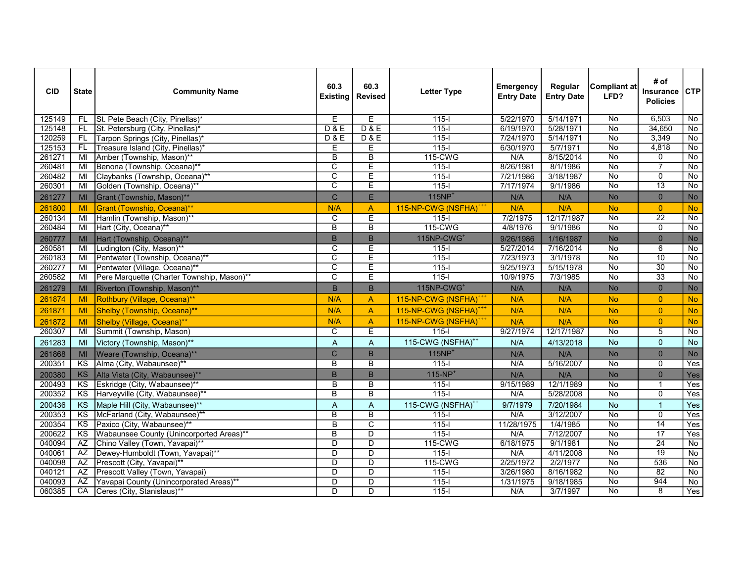| CID | State | Community Name | 60.3 Existing | 60.3 Revised | Letter Type | Emergency Entry Date | Regular Entry Date | Compliant at LFD? | # of Insurance Policies | CTP |
|---|---|---|---|---|---|---|---|---|---|---|
| 125149 | FL | St. Pete Beach (City, Pinellas)* | E | E | 115-I | 5/22/1970 | 5/14/1971 | No | 6,503 | No |
| 125148 | FL | St. Petersburg (City, Pinellas)* | D & E | D & E | 115-I | 6/19/1970 | 5/28/1971 | No | 34,650 | No |
| 120259 | FL | Tarpon Springs (City, Pinellas)* | D & E | D & E | 115-I | 7/24/1970 | 5/14/1971 | No | 3,349 | No |
| 125153 | FL | Treasure Island (City, Pinellas)* | E | E | 115-I | 6/30/1970 | 5/7/1971 | No | 4,818 | No |
| 261271 | MI | Amber (Township, Mason)** | B | B | 115-CWG | N/A | 8/15/2014 | No | 0 | No |
| 260481 | MI | Benona (Township, Oceana)** | C | E | 115-I | 8/26/1981 | 8/1/1986 | No | 7 | No |
| 260482 | MI | Claybanks (Township, Oceana)** | C | E | 115-I | 7/21/1986 | 3/18/1987 | No | 0 | No |
| 260301 | MI | Golden (Township, Oceana)** | C | E | 115-I | 7/17/1974 | 9/1/1986 | No | 13 | No |
| 261277 | MI | Grant (Township, Mason)** | C | E | 115NP+ | N/A | N/A | No | 0 | No |
| 261800 | MI | Grant (Township, Oceana)** | N/A | A | 115-NP-CWG (NSFHA)+++ | N/A | N/A | No | 0 | No |
| 260134 | MI | Hamlin (Township, Mason)** | C | E | 115-I | 7/2/1975 | 12/17/1987 | No | 22 | No |
| 260484 | MI | Hart (City, Oceana)** | B | B | 115-CWG | 4/8/1976 | 9/1/1986 | No | 0 | No |
| 260777 | MI | Hart (Township, Oceana)** | B | B | 115NP-CWG+ | 9/26/1986 | 1/16/1987 | No | 0 | No |
| 260581 | MI | Ludington (City, Mason)** | C | E | 115-I | 5/27/2014 | 7/16/2014 | No | 6 | No |
| 260183 | MI | Pentwater (Township, Oceana)** | C | E | 115-I | 7/23/1973 | 3/1/1978 | No | 10 | No |
| 260277 | MI | Pentwater (Village, Oceana)** | C | E | 115-I | 9/25/1973 | 5/15/1978 | No | 30 | No |
| 260582 | MI | Pere Marquette (Charter Township, Mason)** | C | E | 115-I | 10/9/1975 | 7/3/1985 | No | 33 | No |
| 261279 | MI | Riverton (Township, Mason)** | B | B | 115NP-CWG+ | N/A | N/A | No | 0 | No |
| 261874 | MI | Rothbury (Village, Oceana)** | N/A | A | 115-NP-CWG (NSFHA)+++ | N/A | N/A | No | 0 | No |
| 261871 | MI | Shelby (Township, Oceana)** | N/A | A | 115-NP-CWG (NSFHA)+++ | N/A | N/A | No | 0 | No |
| 261872 | MI | Shelby (Village, Oceana)** | N/A | A | 115-NP-CWG (NSFHA)+++ | N/A | N/A | No | 0 | No |
| 260307 | MI | Summit (Township, Mason) | C | E | 115-I | 9/27/1974 | 12/17/1987 | No | 5 | No |
| 261283 | MI | Victory (Township, Mason)** | A | A | 115-CWG (NSFHA)++ | N/A | 4/13/2018 | No | 0 | No |
| 261868 | MI | Weare (Township, Oceana)** | C | B | 115NP+ | N/A | N/A | No | 0 | No |
| 200351 | KS | Alma (City, Wabaunsee)** | B | B | 115-I | N/A | 5/16/2007 | No | 0 | Yes |
| 200380 | KS | Alta Vista (City, Wabaunsee)** | B | B | 115-NP+ | N/A | N/A | No | 0 | Yes |
| 200493 | KS | Eskridge (City, Wabaunsee)** | B | B | 115-I | 9/15/1989 | 12/1/1989 | No | 1 | Yes |
| 200352 | KS | Harveyville (City, Wabaunsee)** | B | B | 115-I | N/A | 5/28/2008 | No | 0 | Yes |
| 200436 | KS | Maple Hill (City, Wabaunsee)** | A | A | 115-CWG (NSFHA)++ | 9/7/1979 | 7/20/1984 | No | 1 | Yes |
| 200353 | KS | McFarland (City, Wabaunsee)** | B | B | 115-I | N/A | 3/12/2007 | No | 0 | Yes |
| 200354 | KS | Paxico (City, Wabaunsee)** | B | C | 115-I | 11/28/1975 | 1/4/1985 | No | 14 | Yes |
| 200622 | KS | Wabaunsee County (Unincorported Areas)** | B | D | 115-I | N/A | 7/12/2007 | No | 17 | Yes |
| 040094 | AZ | Chino Valley (Town, Yavapai)** | D | D | 115-CWG | 6/18/1975 | 9/1/1981 | No | 24 | No |
| 040061 | AZ | Dewey-Humboldt (Town, Yavapai)** | D | D | 115-I | N/A | 4/11/2008 | No | 19 | No |
| 040098 | AZ | Prescott (City, Yavapai)** | D | D | 115-CWG | 2/25/1972 | 2/2/1977 | No | 536 | No |
| 040121 | AZ | Prescott Valley (Town, Yavapai) | D | D | 115-I | 3/26/1980 | 8/16/1982 | No | 82 | No |
| 040093 | AZ | Yavapai County (Unincorported Areas)** | D | D | 115-I | 1/31/1975 | 9/18/1985 | No | 944 | No |
| 060385 | CA | Ceres (City, Stanislaus)** | D | D | 115-I | N/A | 3/7/1997 | No | 8 | Yes |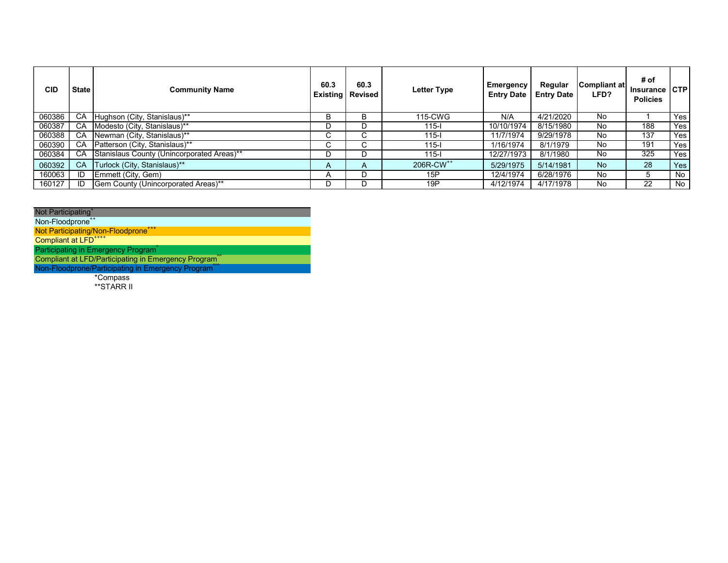| CID | State | Community Name | 60.3 Existing | 60.3 Revised | Letter Type | Emergency Entry Date | Regular Entry Date | Compliant at LFD? | # of Insurance Policies | CTP |
|---|---|---|---|---|---|---|---|---|---|---|
| 060386 | CA | Hughson (City, Stanislaus)** | B | B | 115-CWG | N/A | 4/21/2020 | No | 1 | Yes |
| 060387 | CA | Modesto (City, Stanislaus)** | D | D | 115-I | 10/10/1974 | 8/15/1980 | No | 188 | Yes |
| 060388 | CA | Newman (City, Stanislaus)** | C | C | 115-I | 11/7/1974 | 9/29/1978 | No | 137 | Yes |
| 060390 | CA | Patterson (City, Stanislaus)** | C | C | 115-I | 1/16/1974 | 8/1/1979 | No | 191 | Yes |
| 060384 | CA | Stanislaus County (Unincorporated Areas)** | D | D | 115-I | 12/27/1973 | 8/1/1980 | No | 325 | Yes |
| 060392 | CA | Turlock (City, Stanislaus)** | A | A | 206R-CW++ | 5/29/1975 | 5/14/1981 | No | 28 | Yes |
| 160063 | ID | Emmett (City, Gem) | A | D | 15P | 12/4/1974 | 6/28/1976 | No | 5 | No |
| 160127 | ID | Gem County (Unincorporated Areas)** | D | D | 19P | 4/12/1974 | 4/17/1978 | No | 22 | No |

Not Participating+

Non-Floodprone++

Not Participating/Non-Floodprone+++

Compliant at LFD++++

Participating in Emergency Program^

Compliant at LFD/Participating in Emergency Program^^

Non-Floodprone/Participating in Emergency Program^^^

*Compass

**STARR II